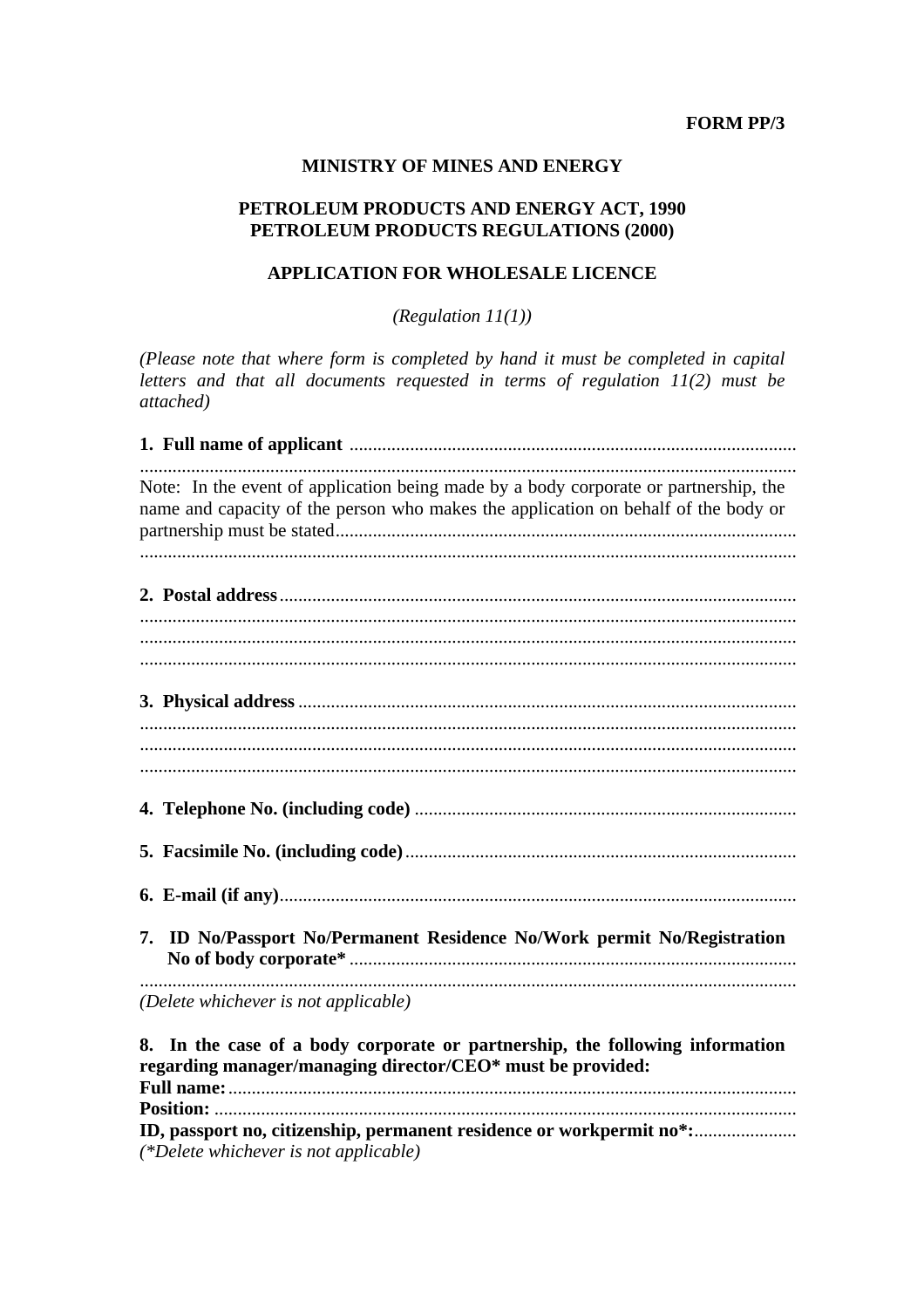**FORM PP/3**

**MINISTRY OF MINES AND ENERGY**

**PETROLEUM PRODUCTS AND ENERGY ACT, 1990**
**PETROLEUM PRODUCTS REGULATIONS (2000)**

**APPLICATION FOR WHOLESALE LICENCE**

*(Regulation 11(1))*

*(Please note that where form is completed by hand it must be completed in capital letters and that all documents requested in terms of regulation 11(2) must be attached)*

**1. Full name of applicant** ...............................................................................................
...........................................................................................................................................
Note: In the event of application being made by a body corporate or partnership, the name and capacity of the person who makes the application on behalf of the body or partnership must be stated..................................................................................................
...........................................................................................................................................

**2. Postal address**.............................................................................................................
...........................................................................................................................................
...........................................................................................................................................
...........................................................................................................................................

**3. Physical address** .........................................................................................................
...........................................................................................................................................
...........................................................................................................................................
...........................................................................................................................................

**4. Telephone No. (including code)** ................................................................................

**5. Facsimile No. (including code)** ..................................................................................

**6. E-mail (if any)**.............................................................................................................

**7. ID No/Passport No/Permanent Residence No/Work permit No/Registration No of body corporate*** ..............................................................................................
...........................................................................................................................................
*(Delete whichever is not applicable)*

**8. In the case of a body corporate or partnership, the following information regarding manager/managing director/CEO* must be provided:**
**Full name:**.......................................................................................................................
**Position:** .........................................................................................................................
**ID, passport no, citizenship, permanent residence or workpermit no*:**......................
*(*Delete whichever is not applicable)*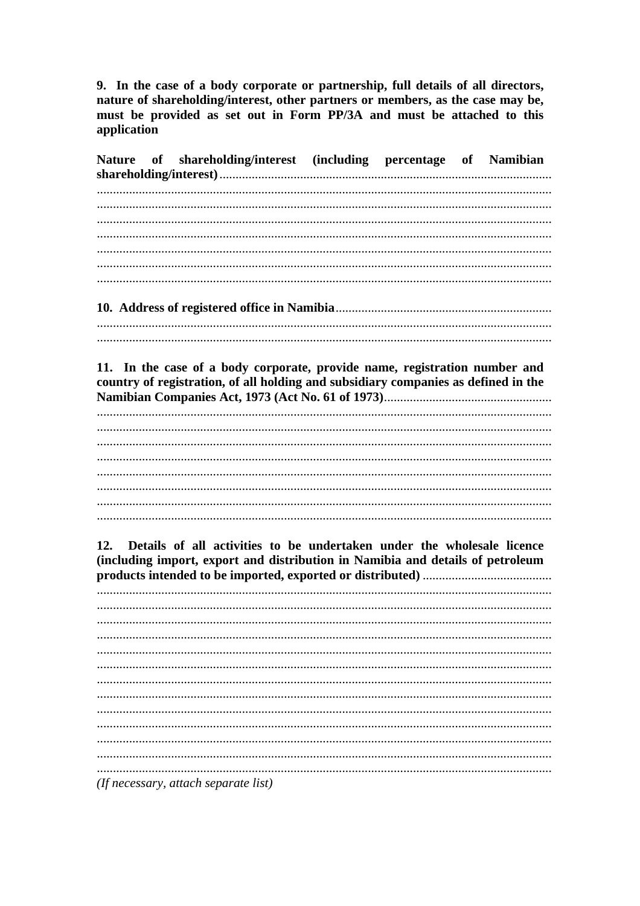**9. In the case of a body corporate or partnership, full details of all directors, nature of shareholding/interest, other partners or members, as the case may be, must be provided as set out in Form PP/3A and must be attached to this application**

**Nature of shareholding/interest (including percentage of Namibian shareholding/interest)**..........................................................................................................
.............................................................................................................................................
.............................................................................................................................................
.............................................................................................................................................
.............................................................................................................................................
.............................................................................................................................................
.............................................................................................................................................
.............................................................................................................................................

**10. Address of registered office in Namibia**..................................................................
.............................................................................................................................................
.............................................................................................................................................

**11. In the case of a body corporate, provide name, registration number and country of registration, of all holding and subsidiary companies as defined in the Namibian Companies Act, 1973 (Act No. 61 of 1973)**.......................................................
.............................................................................................................................................
.............................................................................................................................................
.............................................................................................................................................
.............................................................................................................................................
.............................................................................................................................................
.............................................................................................................................................
.............................................................................................................................................
.............................................................................................................................................

**12. Details of all activities to be undertaken under the wholesale licence (including import, export and distribution in Namibia and details of petroleum products intended to be imported, exported or distributed)** ........................................
.............................................................................................................................................
.............................................................................................................................................
.............................................................................................................................................
.............................................................................................................................................
.............................................................................................................................................
.............................................................................................................................................
.............................................................................................................................................
.............................................................................................................................................
.............................................................................................................................................
.............................................................................................................................................
.............................................................................................................................................
.............................................................................................................................................
.............................................................................................................................................

*(If necessary, attach separate list)*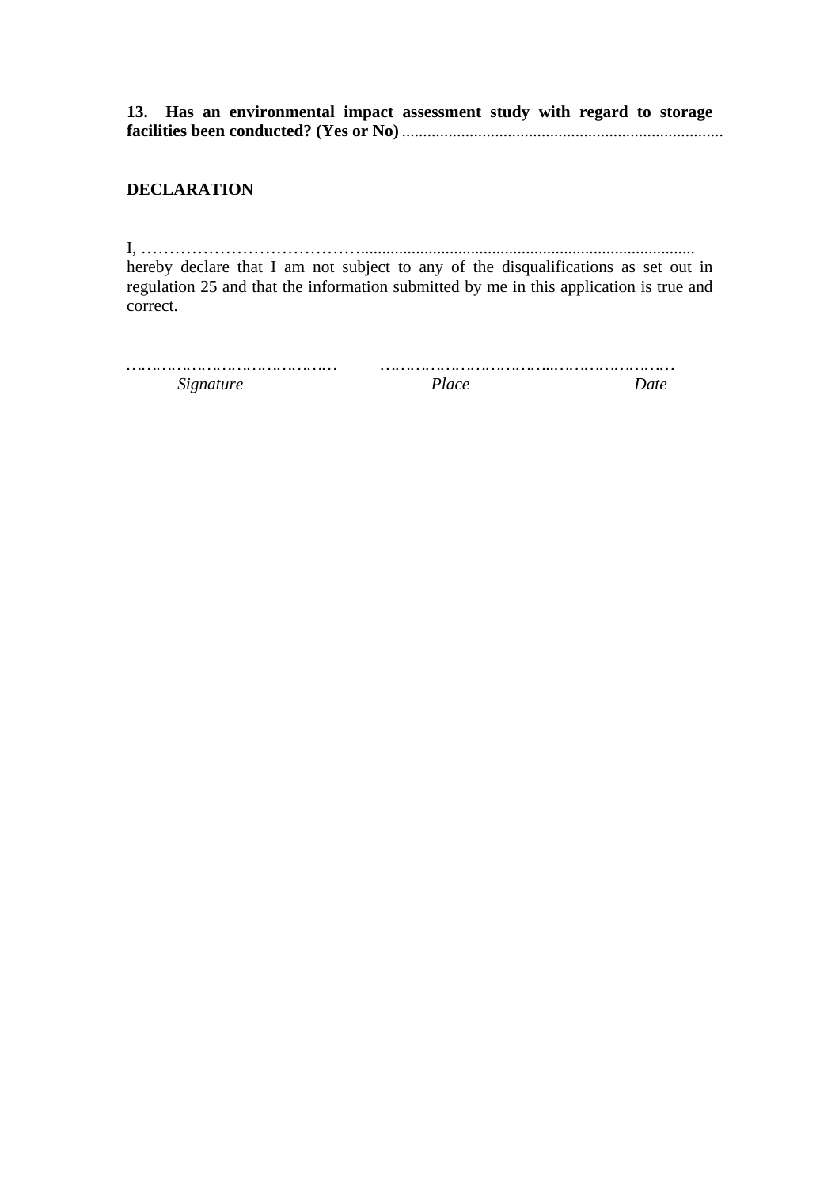**13. Has an environmental impact assessment study with regard to storage facilities been conducted? (Yes or No)** ............................................................................

**DECLARATION**

I, …………………………………................................................................................
hereby declare that I am not subject to any of the disqualifications as set out in regulation 25 and that the information submitted by me in this application is true and correct.

…………………………………… ……………………………...……………………

*Signature* *Place* *Date*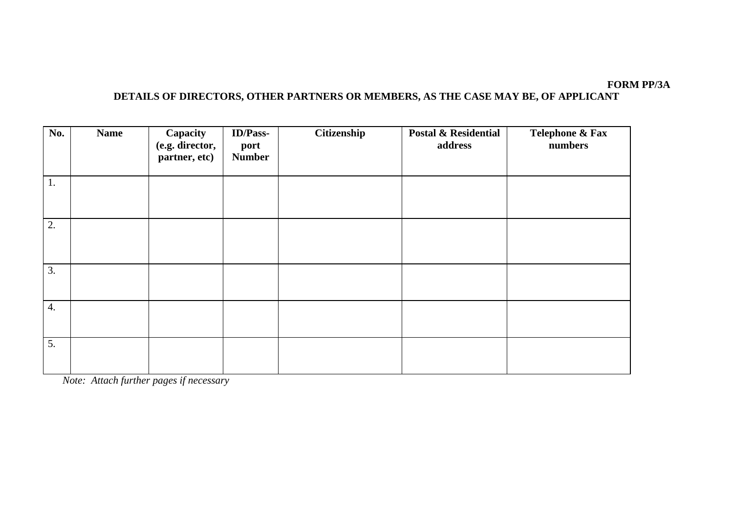**FORM PP/3A**

## DETAILS OF DIRECTORS, OTHER PARTNERS OR MEMBERS, AS THE CASE MAY BE, OF APPLICANT

| No. | Name | Capacity (e.g. director, partner, etc) | ID/Pass-port Number | Citizenship | Postal & Residential address | Telephone & Fax numbers |
|---|---|---|---|---|---|---|
| 1. | | | | | | |
| 2. | | | | | | |
| 3. | | | | | | |
| 4. | | | | | | |
| 5. | | | | | | |

*Note: Attach further pages if necessary*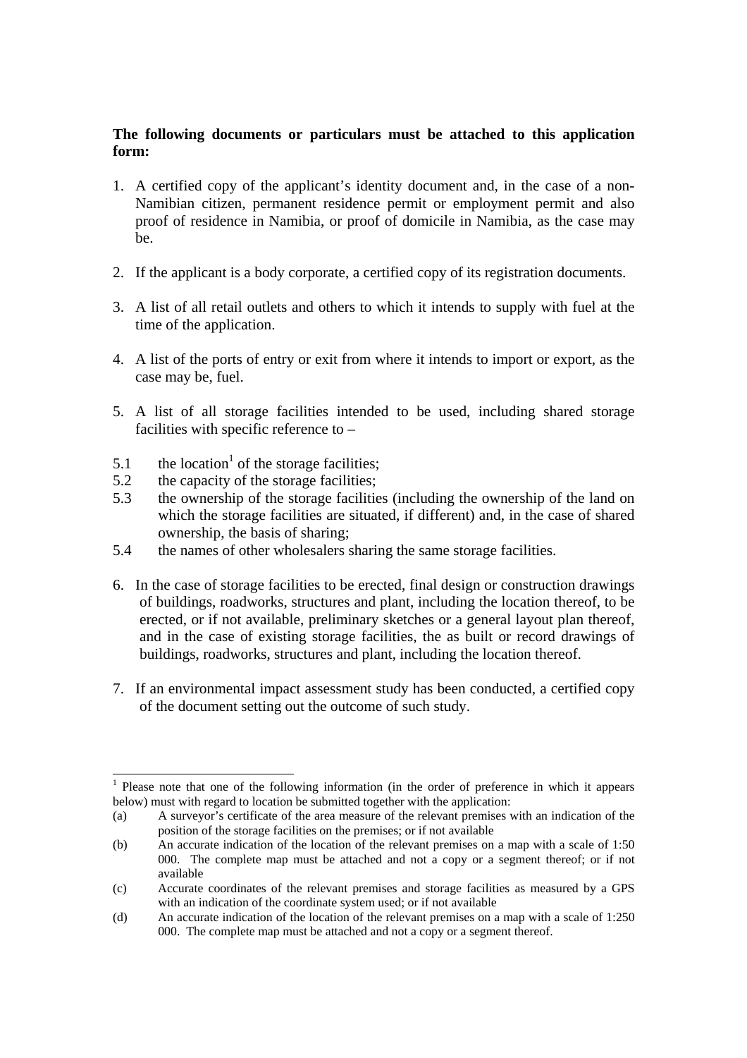**The following documents or particulars must be attached to this application form:**

1. A certified copy of the applicant's identity document and, in the case of a non-Namibian citizen, permanent residence permit or employment permit and also proof of residence in Namibia, or proof of domicile in Namibia, as the case may be.

2. If the applicant is a body corporate, a certified copy of its registration documents.

3. A list of all retail outlets and others to which it intends to supply with fuel at the time of the application.

4. A list of the ports of entry or exit from where it intends to import or export, as the case may be, fuel.

5. A list of all storage facilities intended to be used, including shared storage facilities with specific reference to –

5.1 the location[1] of the storage facilities;
5.2 the capacity of the storage facilities;
5.3 the ownership of the storage facilities (including the ownership of the land on which the storage facilities are situated, if different) and, in the case of shared ownership, the basis of sharing;
5.4 the names of other wholesalers sharing the same storage facilities.

6. In the case of storage facilities to be erected, final design or construction drawings of buildings, roadworks, structures and plant, including the location thereof, to be erected, or if not available, preliminary sketches or a general layout plan thereof, and in the case of existing storage facilities, the as built or record drawings of buildings, roadworks, structures and plant, including the location thereof.

7. If an environmental impact assessment study has been conducted, a certified copy of the document setting out the outcome of such study.

---

[1] Please note that one of the following information (in the order of preference in which it appears below) must with regard to location be submitted together with the application:

(a) A surveyor's certificate of the area measure of the relevant premises with an indication of the position of the storage facilities on the premises; or if not available

(b) An accurate indication of the location of the relevant premises on a map with a scale of 1:50 000. The complete map must be attached and not a copy or a segment thereof; or if not available

(c) Accurate coordinates of the relevant premises and storage facilities as measured by a GPS with an indication of the coordinate system used; or if not available

(d) An accurate indication of the location of the relevant premises on a map with a scale of 1:250 000. The complete map must be attached and not a copy or a segment thereof.